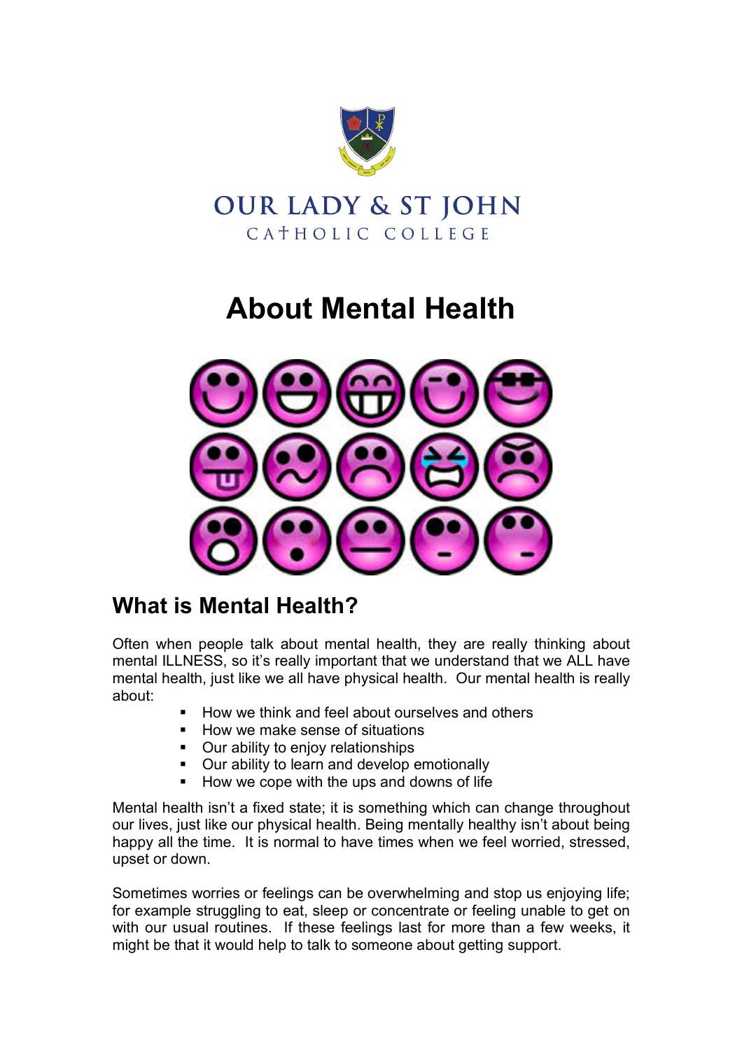OUR LADY & ST JOHN
CATHOLIC COLLEGE

# About Mental Health

## What is Mental Health?

Often when people talk about mental health, they are really thinking about mental ILLNESS, so it's really important that we understand that we ALL have mental health, just like we all have physical health. Our mental health is really about:

- How we think and feel about ourselves and others
- How we make sense of situations
- Our ability to enjoy relationships
- Our ability to learn and develop emotionally
- How we cope with the ups and downs of life

Mental health isn't a fixed state; it is something which can change throughout our lives, just like our physical health. Being mentally healthy isn't about being happy all the time. It is normal to have times when we feel worried, stressed, upset or down.

Sometimes worries or feelings can be overwhelming and stop us enjoying life; for example struggling to eat, sleep or concentrate or feeling unable to get on with our usual routines. If these feelings last for more than a few weeks, it might be that it would help to talk to someone about getting support.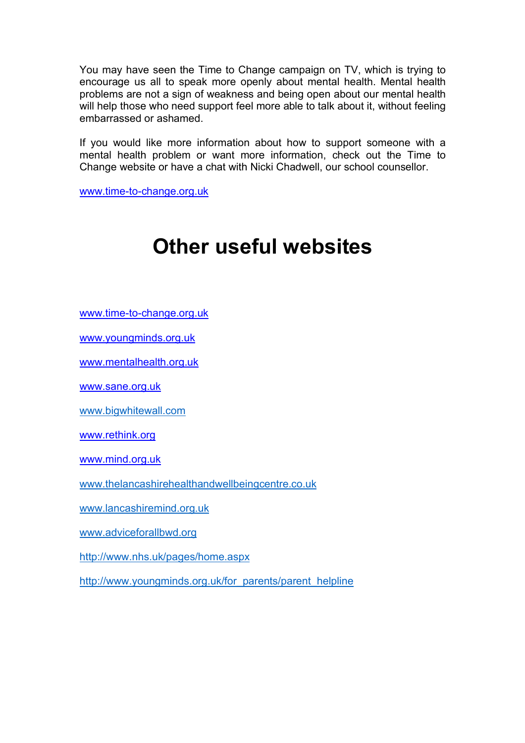You may have seen the Time to Change campaign on TV, which is trying to encourage us all to speak more openly about mental health. Mental health problems are not a sign of weakness and being open about our mental health will help those who need support feel more able to talk about it, without feeling embarrassed or ashamed.

If you would like more information about how to support someone with a mental health problem or want more information, check out the Time to Change website or have a chat with Nicki Chadwell, our school counsellor.

www.time-to-change.org.uk

# Other useful websites

www.time-to-change.org.uk

www.youngminds.org.uk

www.mentalhealth.org.uk

www.sane.org.uk

www.bigwhitewall.com

www.rethink.org

www.mind.org.uk

www.thelancashirehealthandwellbeingcentre.co.uk

www.lancashiremind.org.uk

www.adviceforallbwd.org

http://www.nhs.uk/pages/home.aspx

http://www.youngminds.org.uk/for_parents/parent_helpline